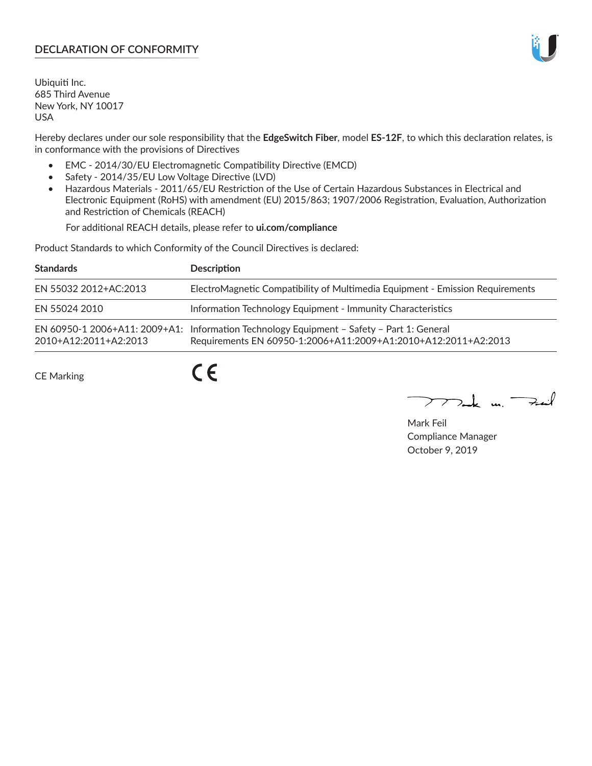## DECLARATION OF CONFORMITY

Ubiquiti Inc.
685 Third Avenue
New York, NY 10017
USA

Hereby declares under our sole responsibility that the **EdgeSwitch Fiber**, model **ES-12F**, to which this declaration relates, is in conformance with the provisions of Directives

- EMC - 2014/30/EU Electromagnetic Compatibility Directive (EMCD)
- Safety - 2014/35/EU Low Voltage Directive (LVD)
- Hazardous Materials - 2011/65/EU Restriction of the Use of Certain Hazardous Substances in Electrical and Electronic Equipment (RoHS) with amendment (EU) 2015/863; 1907/2006 Registration, Evaluation, Authorization and Restriction of Chemicals (REACH)

  For additional REACH details, please refer to **ui.com/compliance**

Product Standards to which Conformity of the Council Directives is declared:

| Standards | Description |
|---|---|
| EN 55032 2012+AC:2013 | ElectroMagnetic Compatibility of Multimedia Equipment - Emission Requirements |
| EN 55024 2010 | Information Technology Equipment - Immunity Characteristics |
| EN 60950-1 2006+A11: 2009+A1: 2010+A12:2011+A2:2013 | Information Technology Equipment – Safety – Part 1: General Requirements EN 60950-1:2006+A11:2009+A1:2010+A12:2011+A2:2013 |

CE Marking

Mark Feil
Compliance Manager
October 9, 2019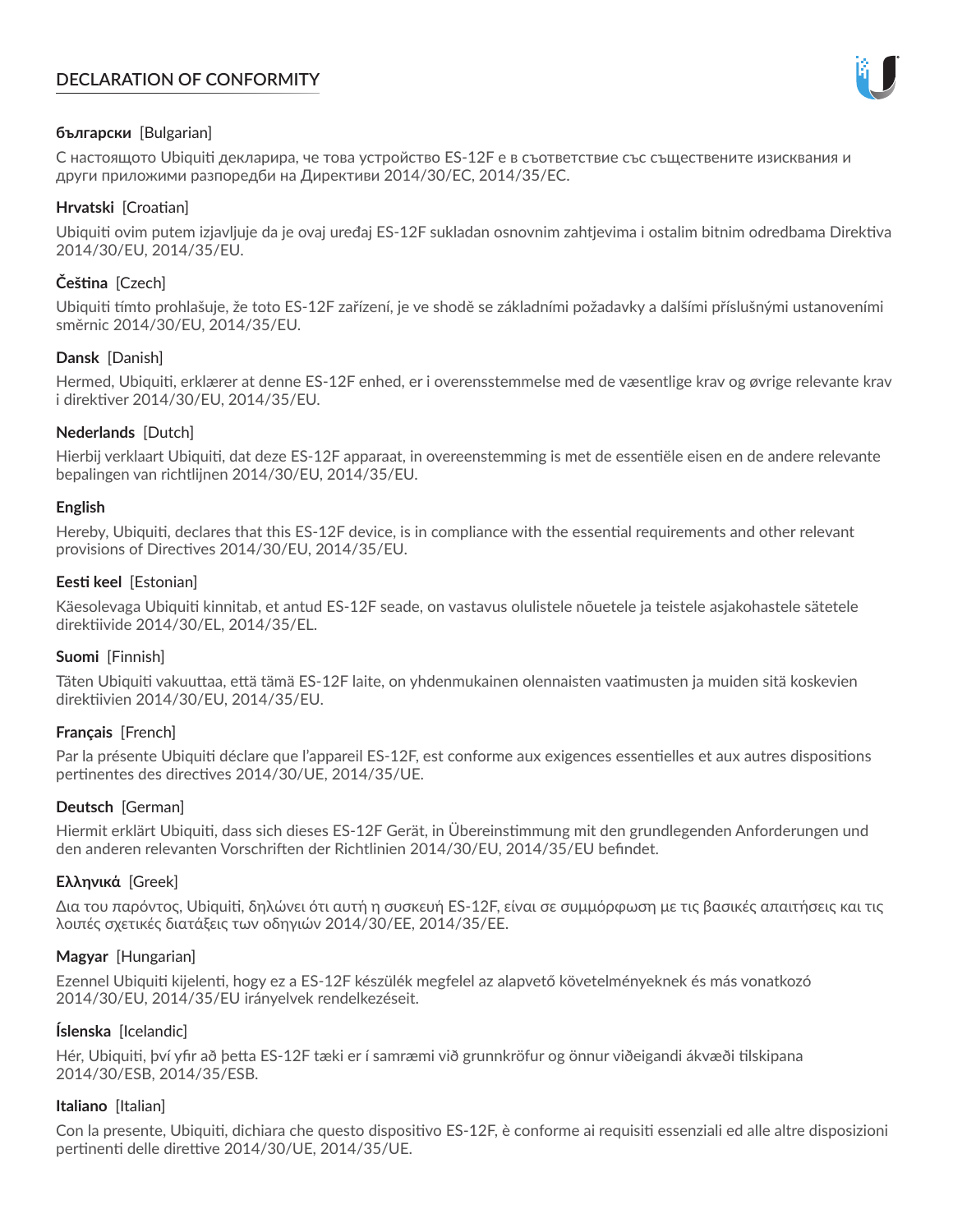# DECLARATION OF CONFORMITY

**български** [Bulgarian]

С настоящото Ubiquiti декларира, че това устройство ES-12F е в съответствие със съществените изисквания и други приложими разпоредби на Директиви 2014/30/ЕС, 2014/35/ЕС.

**Hrvatski** [Croatian]

Ubiquiti ovim putem izjavljuje da je ovaj uređaj ES-12F sukladan osnovnim zahtjevima i ostalim bitnim odredbama Direktiva 2014/30/EU, 2014/35/EU.

**Čeština** [Czech]

Ubiquiti tímto prohlašuje, že toto ES-12F zařízení, je ve shodě se základními požadavky a dalšími příslušnými ustanoveními směrnic 2014/30/EU, 2014/35/EU.

**Dansk** [Danish]

Hermed, Ubiquiti, erklærer at denne ES-12F enhed, er i overensstemmelse med de væsentlige krav og øvrige relevante krav i direktiver 2014/30/EU, 2014/35/EU.

**Nederlands** [Dutch]

Hierbij verklaart Ubiquiti, dat deze ES-12F apparaat, in overeenstemming is met de essentiële eisen en de andere relevante bepalingen van richtlijnen 2014/30/EU, 2014/35/EU.

**English**

Hereby, Ubiquiti, declares that this ES-12F device, is in compliance with the essential requirements and other relevant provisions of Directives 2014/30/EU, 2014/35/EU.

**Eesti keel** [Estonian]

Käesolevaga Ubiquiti kinnitab, et antud ES-12F seade, on vastavus olulistele nõuetele ja teistele asjakohastele sätetele direktiivide 2014/30/EL, 2014/35/EL.

**Suomi** [Finnish]

Täten Ubiquiti vakuuttaa, että tämä ES-12F laite, on yhdenmukainen olennaisten vaatimusten ja muiden sitä koskevien direktiivien 2014/30/EU, 2014/35/EU.

**Français** [French]

Par la présente Ubiquiti déclare que l'appareil ES-12F, est conforme aux exigences essentielles et aux autres dispositions pertinentes des directives 2014/30/UE, 2014/35/UE.

**Deutsch** [German]

Hiermit erklärt Ubiquiti, dass sich dieses ES-12F Gerät, in Übereinstimmung mit den grundlegenden Anforderungen und den anderen relevanten Vorschriften der Richtlinien 2014/30/EU, 2014/35/EU befindet.

**Ελληνικά** [Greek]

Δια του παρόντος, Ubiquiti, δηλώνει ότι αυτή η συσκευή ES-12F, είναι σε συμμόρφωση με τις βασικές απαιτήσεις και τις λοιπές σχετικές διατάξεις των οδηγιών 2014/30/EE, 2014/35/EE.

**Magyar** [Hungarian]

Ezennel Ubiquiti kijelenti, hogy ez a ES-12F készülék megfelel az alapvető követelményeknek és más vonatkozó 2014/30/EU, 2014/35/EU irányelvek rendelkezéseit.

**Íslenska** [Icelandic]

Hér, Ubiquiti, því yfir að þetta ES-12F tæki er í samræmi við grunnkröfur og önnur viðeigandi ákvæði tilskipana 2014/30/ESB, 2014/35/ESB.

**Italiano** [Italian]

Con la presente, Ubiquiti, dichiara che questo dispositivo ES-12F, è conforme ai requisiti essenziali ed alle altre disposizioni pertinenti delle direttive 2014/30/UE, 2014/35/UE.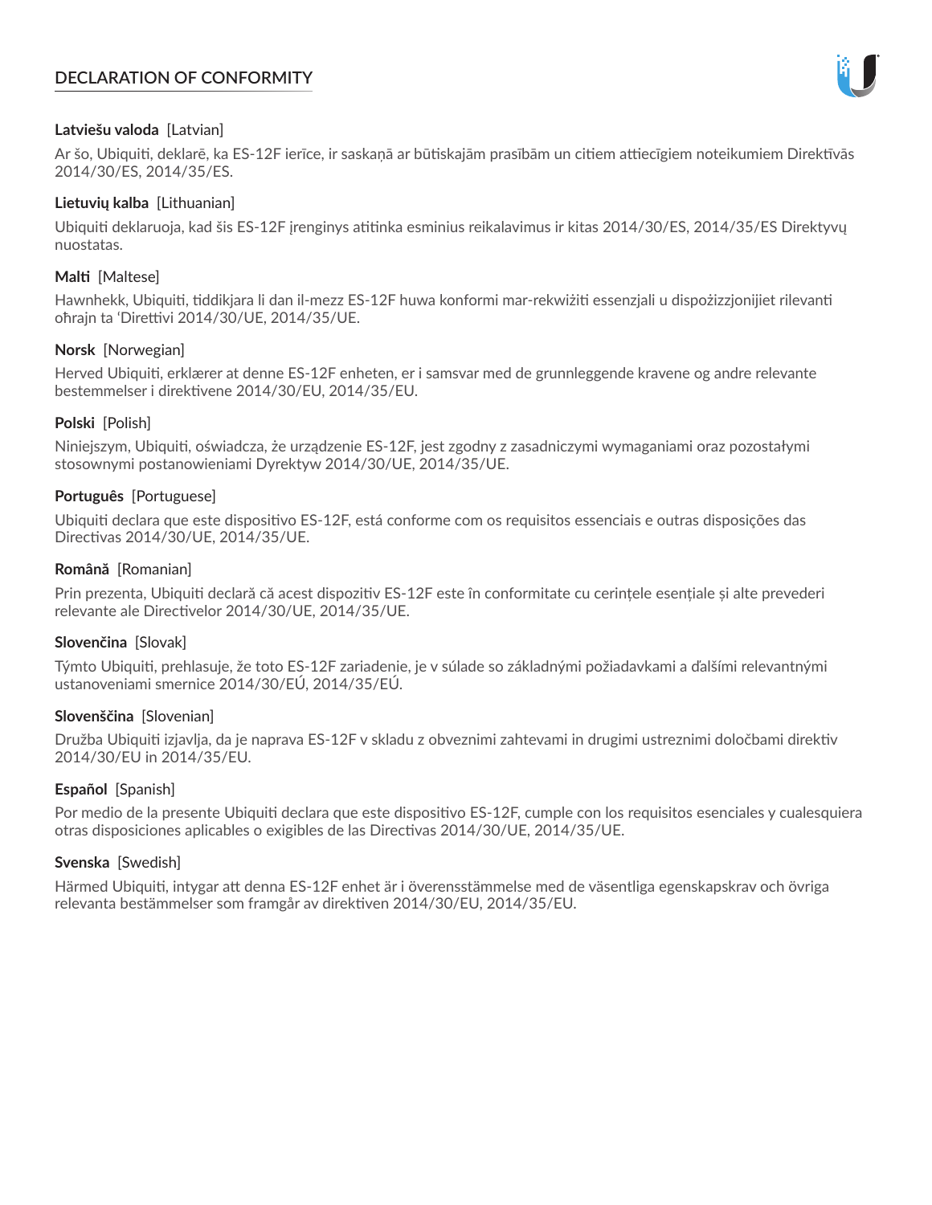# DECLARATION OF CONFORMITY

**Latviešu valoda** [Latvian]

Ar šo, Ubiquiti, deklarē, ka ES-12F ierīce, ir saskaņā ar būtiskajām prasībām un citiem attiecīgiem noteikumiem Direktīvās 2014/30/ES, 2014/35/ES.

**Lietuvių kalba** [Lithuanian]

Ubiquiti deklaruoja, kad šis ES-12F įrenginys atitinka esminius reikalavimus ir kitas 2014/30/ES, 2014/35/ES Direktyvų nuostatas.

**Malti** [Maltese]

Hawnhekk, Ubiquiti, tiddikjara li dan il-mezz ES-12F huwa konformi mar-rekwiżiti essenzjali u dispożizzjonijiet rilevanti oħrajn ta 'Direttivi 2014/30/UE, 2014/35/UE.

**Norsk** [Norwegian]

Herved Ubiquiti, erklærer at denne ES-12F enheten, er i samsvar med de grunnleggende kravene og andre relevante bestemmelser i direktivene 2014/30/EU, 2014/35/EU.

**Polski** [Polish]

Niniejszym, Ubiquiti, oświadcza, że urządzenie ES-12F, jest zgodny z zasadniczymi wymaganiami oraz pozostałymi stosownymi postanowieniami Dyrektyw 2014/30/UE, 2014/35/UE.

**Português** [Portuguese]

Ubiquiti declara que este dispositivo ES-12F, está conforme com os requisitos essenciais e outras disposições das Directivas 2014/30/UE, 2014/35/UE.

**Română** [Romanian]

Prin prezenta, Ubiquiti declară că acest dispozitiv ES-12F este în conformitate cu cerințele esențiale și alte prevederi relevante ale Directivelor 2014/30/UE, 2014/35/UE.

**Slovenčina** [Slovak]

Týmto Ubiquiti, prehlasuje, že toto ES-12F zariadenie, je v súlade so základnými požiadavkami a ďalšími relevantnými ustanoveniami smernice 2014/30/EÚ, 2014/35/EÚ.

**Slovenščina** [Slovenian]

Družba Ubiquiti izjavlja, da je naprava ES-12F v skladu z obveznimi zahtevami in drugimi ustreznimi določbami direktiv 2014/30/EU in 2014/35/EU.

**Español** [Spanish]

Por medio de la presente Ubiquiti declara que este dispositivo ES-12F, cumple con los requisitos esenciales y cualesquiera otras disposiciones aplicables o exigibles de las Directivas 2014/30/UE, 2014/35/UE.

**Svenska** [Swedish]

Härmed Ubiquiti, intygar att denna ES-12F enhet är i överensstämmelse med de väsentliga egenskapskrav och övriga relevanta bestämmelser som framgår av direktiven 2014/30/EU, 2014/35/EU.